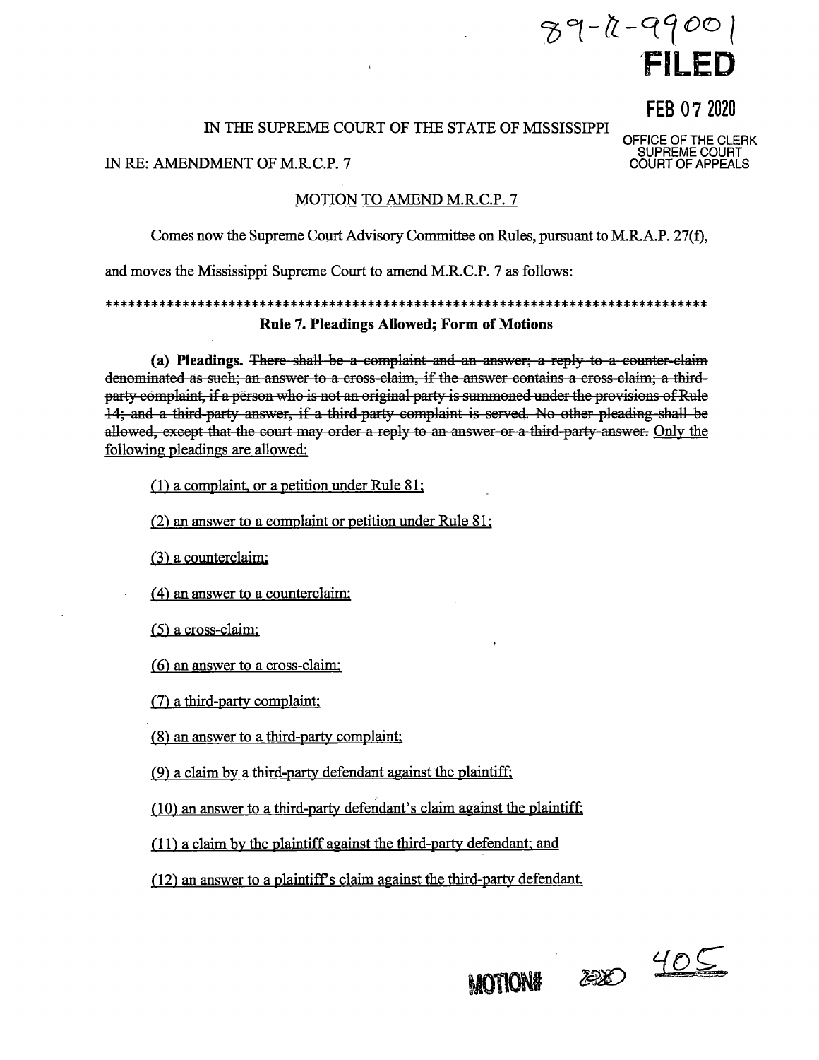89-R-99001

**FILED**

FEB 07 2020

OFFICE OF THE CLERK
SUPREME COURT
COURT OF APPEALS

IN THE SUPREME COURT OF THE STATE OF MISSISSIPPI

IN RE: AMENDMENT OF M.R.C.P. 7

<u>MOTION TO AMEND M.R.C.P. 7</u>

Comes now the Supreme Court Advisory Committee on Rules, pursuant to M.R.A.P. 27(f), and moves the Mississippi Supreme Court to amend M.R.C.P. 7 as follows:

********************************************************************************

**Rule 7. Pleadings Allowed; Form of Motions**

**(a) Pleadings.** ~~There shall be a complaint and an answer; a reply to a counter-claim denominated as such; an answer to a cross-claim, if the answer contains a cross-claim; a third-party complaint, if a person who is not an original party is summoned under the provisions of Rule 14; and a third-party answer, if a third-party complaint is served. No other pleading shall be allowed, except that the court may order a reply to an answer or a third-party answer.~~ <u>Only the following pleadings are allowed:</u>

<u>(1) a complaint, or a petition under Rule 81;</u>

<u>(2) an answer to a complaint or petition under Rule 81;</u>

<u>(3) a counterclaim;</u>

<u>(4) an answer to a counterclaim;</u>

<u>(5) a cross-claim;</u>

<u>(6) an answer to a cross-claim;</u>

<u>(7) a third-party complaint;</u>

<u>(8) an answer to a third-party complaint;</u>

<u>(9) a claim by a third-party defendant against the plaintiff;</u>

<u>(10) an answer to a third-party defendant's claim against the plaintiff;</u>

<u>(11) a claim by the plaintiff against the third-party defendant; and</u>

<u>(12) an answer to a plaintiff's claim against the third-party defendant.</u>

MOTION# 2020 405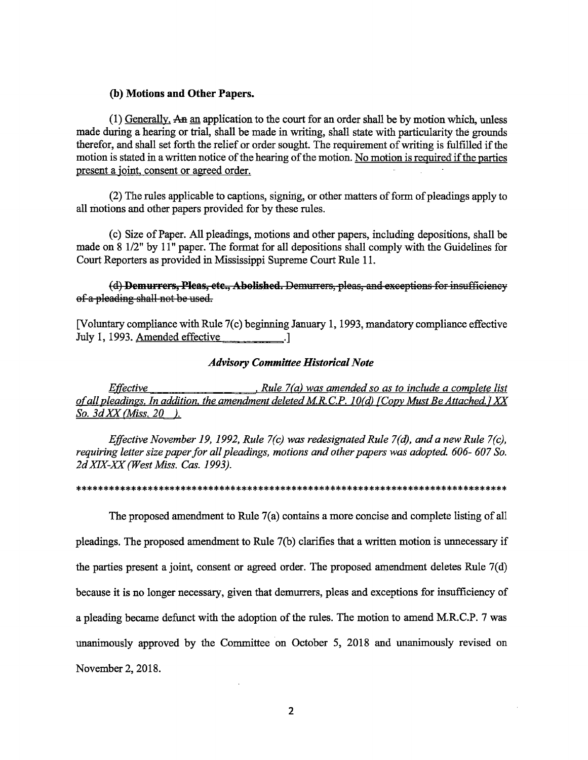**(b) Motions and Other Papers.**

(1) Generally. ~~An~~ an application to the court for an order shall be by motion which, unless made during a hearing or trial, shall be made in writing, shall state with particularity the grounds therefor, and shall set forth the relief or order sought. The requirement of writing is fulfilled if the motion is stated in a written notice of the hearing of the motion. No motion is required if the parties present a joint, consent or agreed order.

(2) The rules applicable to captions, signing, or other matters of form of pleadings apply to all motions and other papers provided for by these rules.

(c) Size of Paper. All pleadings, motions and other papers, including depositions, shall be made on 8 1/2" by 11" paper. The format for all depositions shall comply with the Guidelines for Court Reporters as provided in Mississippi Supreme Court Rule 11.

~~**(d) Demurrers, Pleas, etc., Abolished.** Demurrers, pleas, and exceptions for insufficiency of a pleading shall not be used.~~

[Voluntary compliance with Rule 7(c) beginning January 1, 1993, mandatory compliance effective July 1, 1993. Amended effective __________.]

***Advisory Committee Historical Note***

*Effective __________________, Rule 7(a) was amended so as to include a complete list of all pleadings. In addition, the amendment deleted M.R.C.P. 10(d) [Copy Must Be Attached.] XX So. 3d XX (Miss. 20__).*

*Effective November 19, 1992, Rule 7(c) was redesignated Rule 7(d), and a new Rule 7(c), requiring letter size paper for all pleadings, motions and other papers was adopted. 606- 607 So. 2d XIX-XX (West Miss. Cas. 1993).*

*******************************************************************************

The proposed amendment to Rule 7(a) contains a more concise and complete listing of all pleadings. The proposed amendment to Rule 7(b) clarifies that a written motion is unnecessary if the parties present a joint, consent or agreed order. The proposed amendment deletes Rule 7(d) because it is no longer necessary, given that demurrers, pleas and exceptions for insufficiency of a pleading became defunct with the adoption of the rules. The motion to amend M.R.C.P. 7 was unanimously approved by the Committee on October 5, 2018 and unanimously revised on November 2, 2018.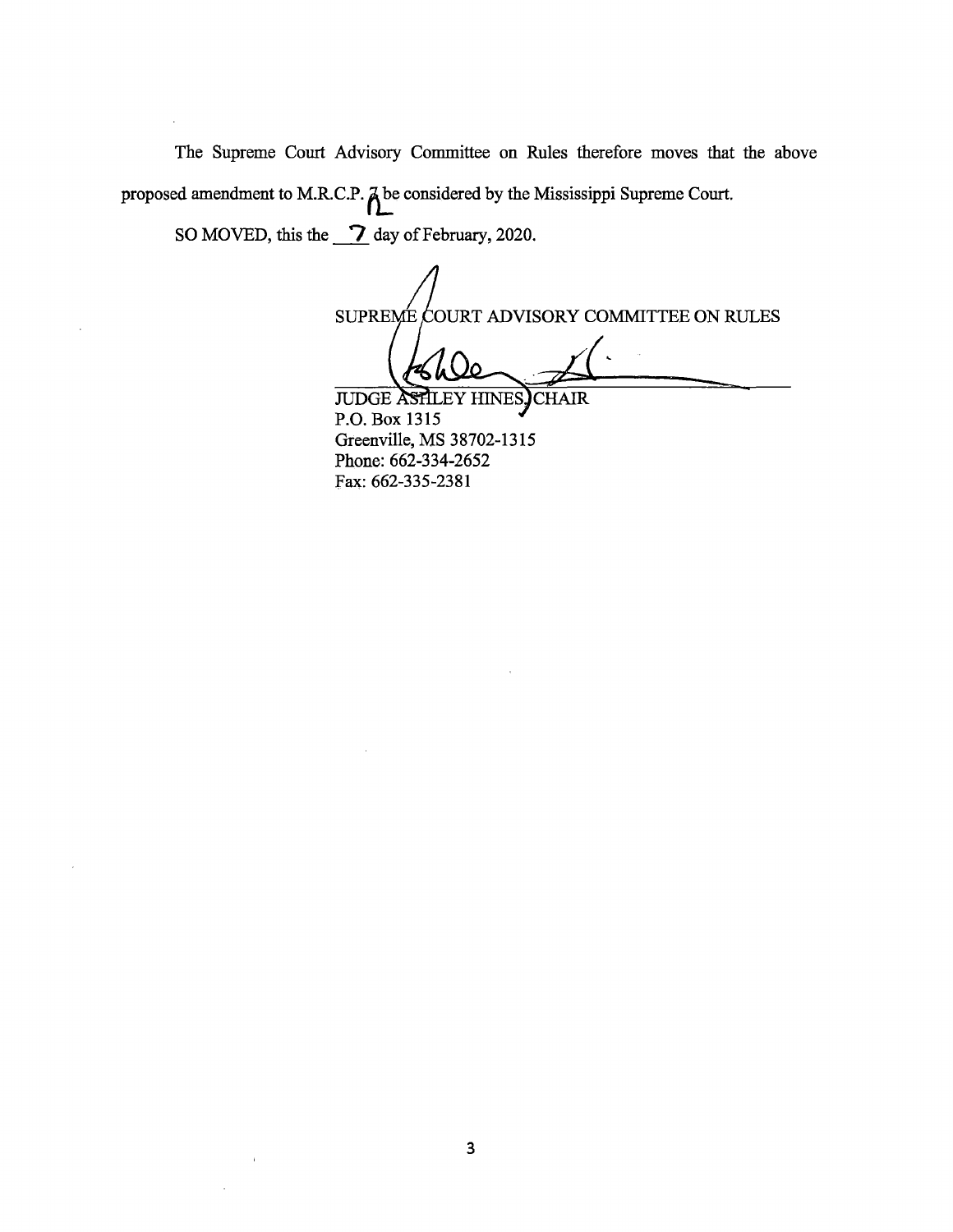The Supreme Court Advisory Committee on Rules therefore moves that the above proposed amendment to M.R.C.P. 7 be considered by the Mississippi Supreme Court.

SO MOVED, this the 7 day of February, 2020.

SUPREME COURT ADVISORY COMMITTEE ON RULES

JUDGE ASHLEY HINES, CHAIR
P.O. Box 1315
Greenville, MS 38702-1315
Phone: 662-334-2652
Fax: 662-335-2381